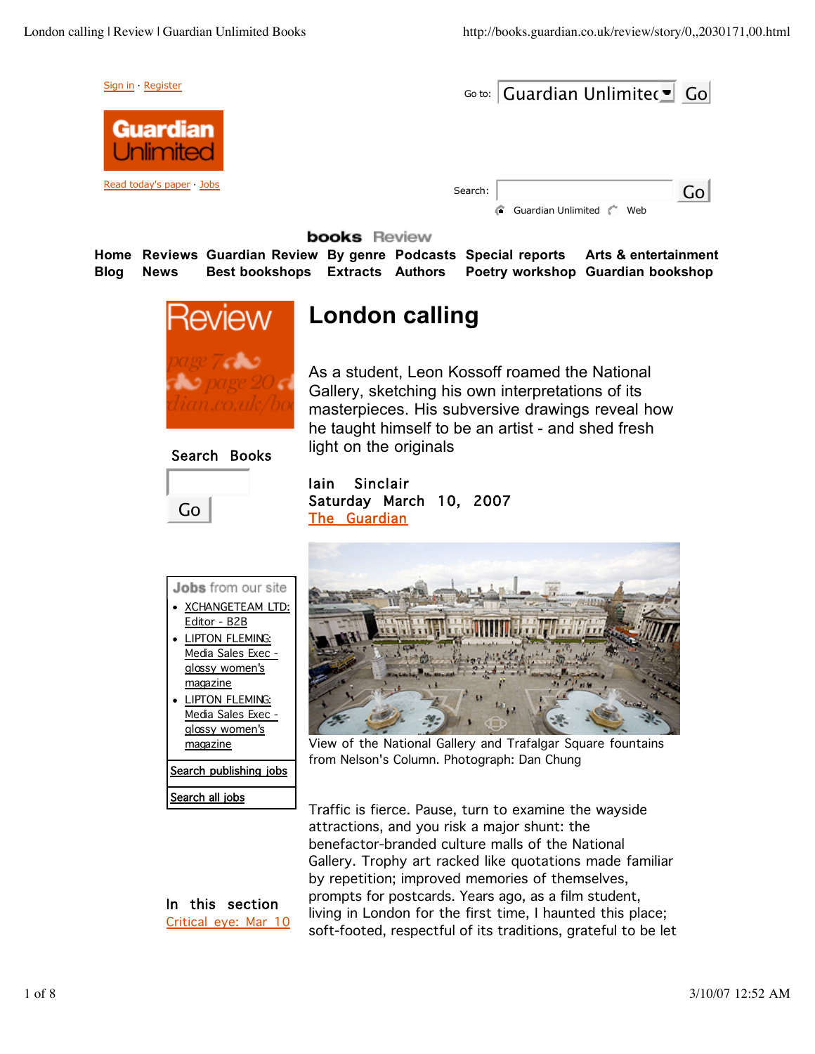Sign in · Register

Guardian Unlimited

Read today's paper · Jobs

Go to: Guardian Unlimited Go

Search: Go

Guardian Unlimited Web

books Review

Home Reviews Guardian Review By genre Podcasts Special reports Arts & entertainment
Blog News Best bookshops Extracts Authors Poetry workshop Guardian bookshop

Search Books

Go

**Jobs from our site**

- XCHANGETEAM LTD: Editor - B2B
- LIPTON FLEMING: Media Sales Exec - glossy women's magazine
- LIPTON FLEMING: Media Sales Exec - glossy women's magazine

Search publishing jobs

Search all jobs

In this section

Critical eye: Mar 10

# London calling

As a student, Leon Kossoff roamed the National Gallery, sketching his own interpretations of its masterpieces. His subversive drawings reveal how he taught himself to be an artist - and shed fresh light on the originals

Iain Sinclair
Saturday March 10, 2007
The Guardian

View of the National Gallery and Trafalgar Square fountains from Nelson's Column. Photograph: Dan Chung

Traffic is fierce. Pause, turn to examine the wayside attractions, and you risk a major shunt: the benefactor-branded culture malls of the National Gallery. Trophy art racked like quotations made familiar by repetition; improved memories of themselves, prompts for postcards. Years ago, as a film student, living in London for the first time, I haunted this place; soft-footed, respectful of its traditions, grateful to be let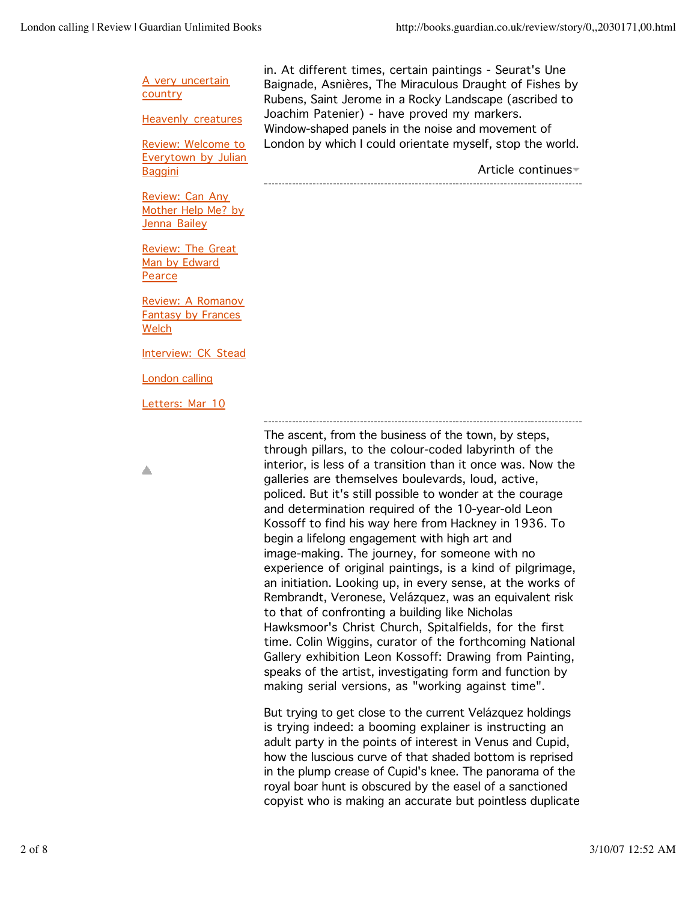in. At different times, certain paintings - Seurat's Une Baignade, Asnières, The Miraculous Draught of Fishes by Rubens, Saint Jerome in a Rocky Landscape (ascribed to Joachim Patenier) - have proved my markers. Window-shaped panels in the noise and movement of London by which I could orientate myself, stop the world.

The ascent, from the business of the town, by steps, through pillars, to the colour-coded labyrinth of the interior, is less of a transition than it once was. Now the galleries are themselves boulevards, loud, active, policed. But it's still possible to wonder at the courage and determination required of the 10-year-old Leon Kossoff to find his way here from Hackney in 1936. To begin a lifelong engagement with high art and image-making. The journey, for someone with no experience of original paintings, is a kind of pilgrimage, an initiation. Looking up, in every sense, at the works of Rembrandt, Veronese, Velázquez, was an equivalent risk to that of confronting a building like Nicholas Hawksmoor's Christ Church, Spitalfields, for the first time. Colin Wiggins, curator of the forthcoming National Gallery exhibition Leon Kossoff: Drawing from Painting, speaks of the artist, investigating form and function by making serial versions, as "working against time".

But trying to get close to the current Velázquez holdings is trying indeed: a booming explainer is instructing an adult party in the points of interest in Venus and Cupid, how the luscious curve of that shaded bottom is reprised in the plump crease of Cupid's knee. The panorama of the royal boar hunt is obscured by the easel of a sanctioned copyist who is making an accurate but pointless duplicate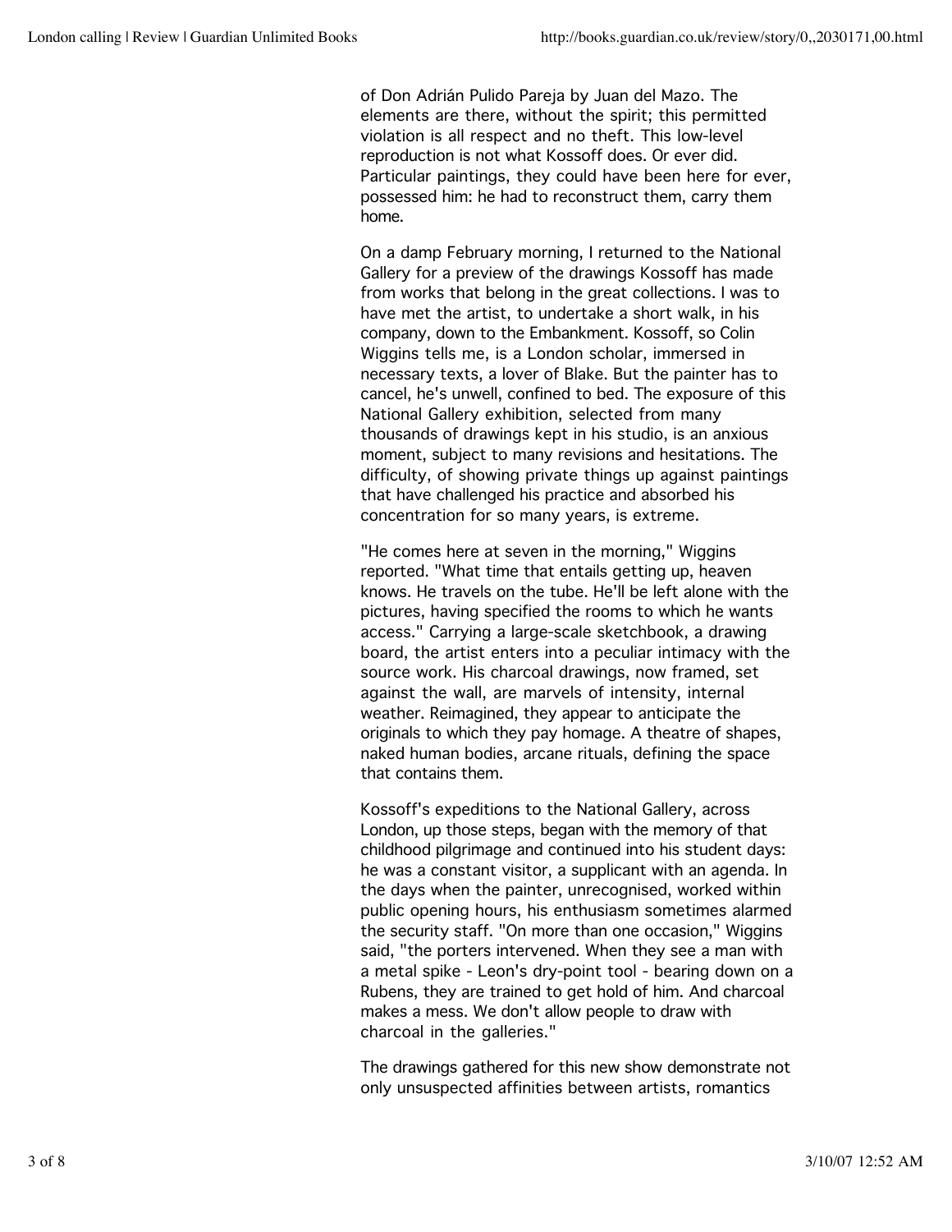of Don Adrián Pulido Pareja by Juan del Mazo. The elements are there, without the spirit; this permitted violation is all respect and no theft. This low-level reproduction is not what Kossoff does. Or ever did. Particular paintings, they could have been here for ever, possessed him: he had to reconstruct them, carry them home.

On a damp February morning, I returned to the National Gallery for a preview of the drawings Kossoff has made from works that belong in the great collections. I was to have met the artist, to undertake a short walk, in his company, down to the Embankment. Kossoff, so Colin Wiggins tells me, is a London scholar, immersed in necessary texts, a lover of Blake. But the painter has to cancel, he's unwell, confined to bed. The exposure of this National Gallery exhibition, selected from many thousands of drawings kept in his studio, is an anxious moment, subject to many revisions and hesitations. The difficulty, of showing private things up against paintings that have challenged his practice and absorbed his concentration for so many years, is extreme.

"He comes here at seven in the morning," Wiggins reported. "What time that entails getting up, heaven knows. He travels on the tube. He'll be left alone with the pictures, having specified the rooms to which he wants access." Carrying a large-scale sketchbook, a drawing board, the artist enters into a peculiar intimacy with the source work. His charcoal drawings, now framed, set against the wall, are marvels of intensity, internal weather. Reimagined, they appear to anticipate the originals to which they pay homage. A theatre of shapes, naked human bodies, arcane rituals, defining the space that contains them.

Kossoff's expeditions to the National Gallery, across London, up those steps, began with the memory of that childhood pilgrimage and continued into his student days: he was a constant visitor, a supplicant with an agenda. In the days when the painter, unrecognised, worked within public opening hours, his enthusiasm sometimes alarmed the security staff. "On more than one occasion," Wiggins said, "the porters intervened. When they see a man with a metal spike - Leon's dry-point tool - bearing down on a Rubens, they are trained to get hold of him. And charcoal makes a mess. We don't allow people to draw with charcoal in the galleries."

The drawings gathered for this new show demonstrate not only unsuspected affinities between artists, romantics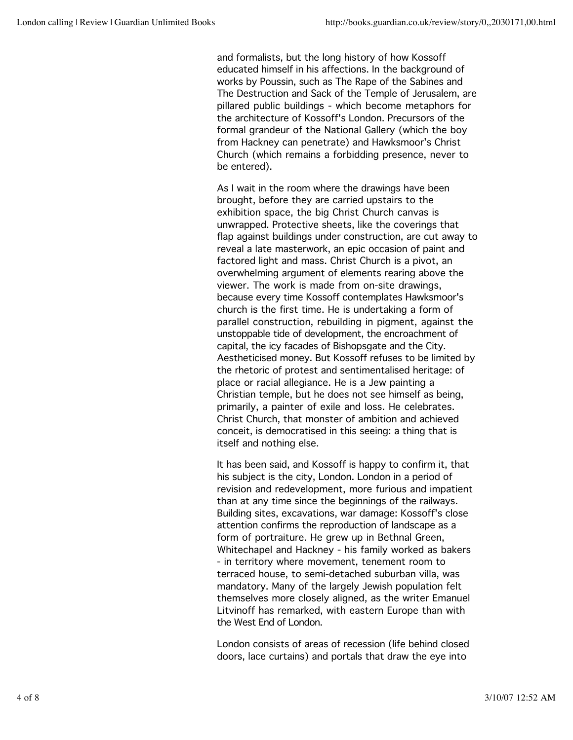and formalists, but the long history of how Kossoff educated himself in his affections. In the background of works by Poussin, such as The Rape of the Sabines and The Destruction and Sack of the Temple of Jerusalem, are pillared public buildings - which become metaphors for the architecture of Kossoff's London. Precursors of the formal grandeur of the National Gallery (which the boy from Hackney can penetrate) and Hawksmoor's Christ Church (which remains a forbidding presence, never to be entered).

As I wait in the room where the drawings have been brought, before they are carried upstairs to the exhibition space, the big Christ Church canvas is unwrapped. Protective sheets, like the coverings that flap against buildings under construction, are cut away to reveal a late masterwork, an epic occasion of paint and factored light and mass. Christ Church is a pivot, an overwhelming argument of elements rearing above the viewer. The work is made from on-site drawings, because every time Kossoff contemplates Hawksmoor's church is the first time. He is undertaking a form of parallel construction, rebuilding in pigment, against the unstoppable tide of development, the encroachment of capital, the icy facades of Bishopsgate and the City. Aestheticised money. But Kossoff refuses to be limited by the rhetoric of protest and sentimentalised heritage: of place or racial allegiance. He is a Jew painting a Christian temple, but he does not see himself as being, primarily, a painter of exile and loss. He celebrates. Christ Church, that monster of ambition and achieved conceit, is democratised in this seeing: a thing that is itself and nothing else.

It has been said, and Kossoff is happy to confirm it, that his subject is the city, London. London in a period of revision and redevelopment, more furious and impatient than at any time since the beginnings of the railways. Building sites, excavations, war damage: Kossoff's close attention confirms the reproduction of landscape as a form of portraiture. He grew up in Bethnal Green, Whitechapel and Hackney - his family worked as bakers - in territory where movement, tenement room to terraced house, to semi-detached suburban villa, was mandatory. Many of the largely Jewish population felt themselves more closely aligned, as the writer Emanuel Litvinoff has remarked, with eastern Europe than with the West End of London.

London consists of areas of recession (life behind closed doors, lace curtains) and portals that draw the eye into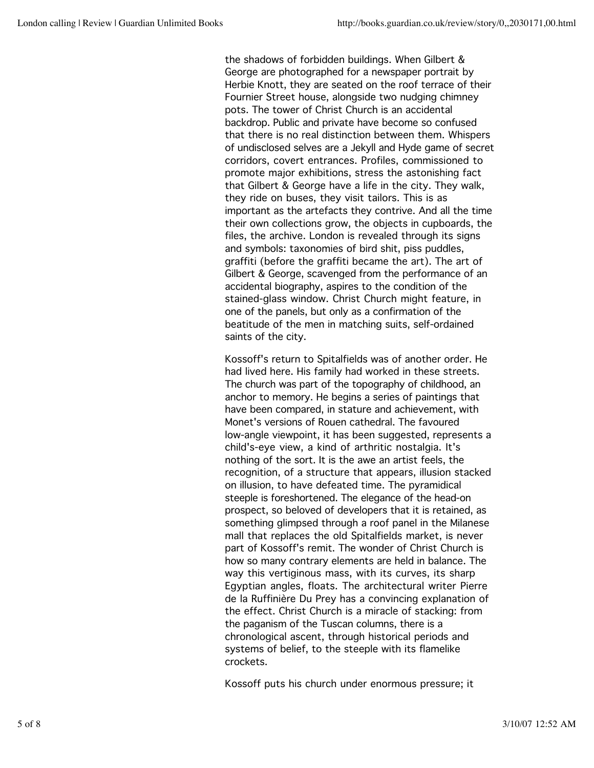the shadows of forbidden buildings. When Gilbert & George are photographed for a newspaper portrait by Herbie Knott, they are seated on the roof terrace of their Fournier Street house, alongside two nudging chimney pots. The tower of Christ Church is an accidental backdrop. Public and private have become so confused that there is no real distinction between them. Whispers of undisclosed selves are a Jekyll and Hyde game of secret corridors, covert entrances. Profiles, commissioned to promote major exhibitions, stress the astonishing fact that Gilbert & George have a life in the city. They walk, they ride on buses, they visit tailors. This is as important as the artefacts they contrive. And all the time their own collections grow, the objects in cupboards, the files, the archive. London is revealed through its signs and symbols: taxonomies of bird shit, piss puddles, graffiti (before the graffiti became the art). The art of Gilbert & George, scavenged from the performance of an accidental biography, aspires to the condition of the stained-glass window. Christ Church might feature, in one of the panels, but only as a confirmation of the beatitude of the men in matching suits, self-ordained saints of the city.

Kossoff's return to Spitalfields was of another order. He had lived here. His family had worked in these streets. The church was part of the topography of childhood, an anchor to memory. He begins a series of paintings that have been compared, in stature and achievement, with Monet's versions of Rouen cathedral. The favoured low-angle viewpoint, it has been suggested, represents a child's-eye view, a kind of arthritic nostalgia. It's nothing of the sort. It is the awe an artist feels, the recognition, of a structure that appears, illusion stacked on illusion, to have defeated time. The pyramidical steeple is foreshortened. The elegance of the head-on prospect, so beloved of developers that it is retained, as something glimpsed through a roof panel in the Milanese mall that replaces the old Spitalfields market, is never part of Kossoff's remit. The wonder of Christ Church is how so many contrary elements are held in balance. The way this vertiginous mass, with its curves, its sharp Egyptian angles, floats. The architectural writer Pierre de la Ruffinière Du Prey has a convincing explanation of the effect. Christ Church is a miracle of stacking: from the paganism of the Tuscan columns, there is a chronological ascent, through historical periods and systems of belief, to the steeple with its flamelike crockets.

Kossoff puts his church under enormous pressure; it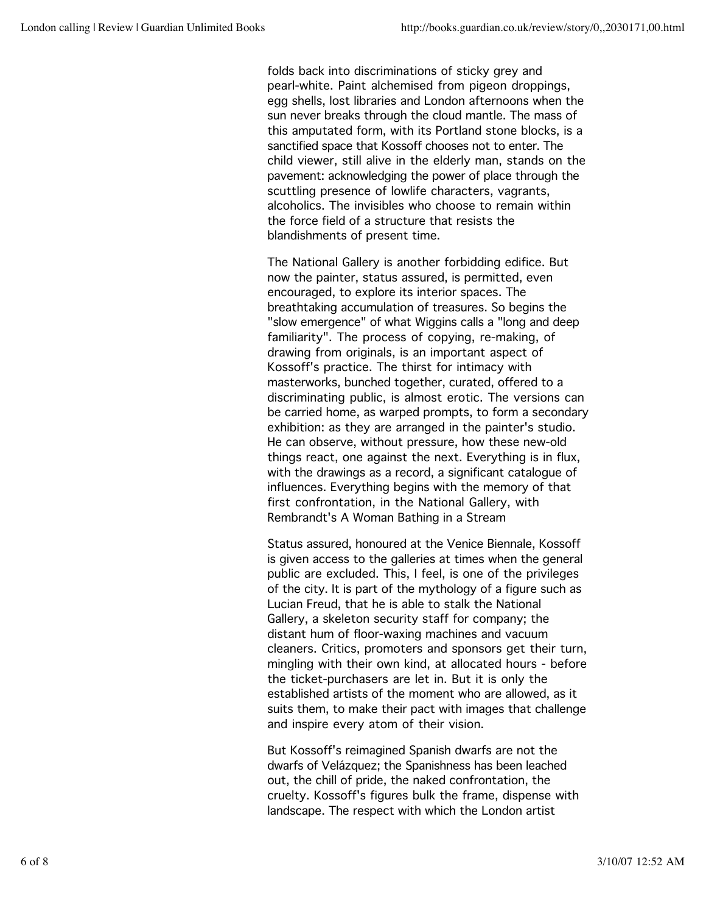folds back into discriminations of sticky grey and pearl-white. Paint alchemised from pigeon droppings, egg shells, lost libraries and London afternoons when the sun never breaks through the cloud mantle. The mass of this amputated form, with its Portland stone blocks, is a sanctified space that Kossoff chooses not to enter. The child viewer, still alive in the elderly man, stands on the pavement: acknowledging the power of place through the scuttling presence of lowlife characters, vagrants, alcoholics. The invisibles who choose to remain within the force field of a structure that resists the blandishments of present time.

The National Gallery is another forbidding edifice. But now the painter, status assured, is permitted, even encouraged, to explore its interior spaces. The breathtaking accumulation of treasures. So begins the "slow emergence" of what Wiggins calls a "long and deep familiarity". The process of copying, re-making, of drawing from originals, is an important aspect of Kossoff's practice. The thirst for intimacy with masterworks, bunched together, curated, offered to a discriminating public, is almost erotic. The versions can be carried home, as warped prompts, to form a secondary exhibition: as they are arranged in the painter's studio. He can observe, without pressure, how these new-old things react, one against the next. Everything is in flux, with the drawings as a record, a significant catalogue of influences. Everything begins with the memory of that first confrontation, in the National Gallery, with Rembrandt's A Woman Bathing in a Stream

Status assured, honoured at the Venice Biennale, Kossoff is given access to the galleries at times when the general public are excluded. This, I feel, is one of the privileges of the city. It is part of the mythology of a figure such as Lucian Freud, that he is able to stalk the National Gallery, a skeleton security staff for company; the distant hum of floor-waxing machines and vacuum cleaners. Critics, promoters and sponsors get their turn, mingling with their own kind, at allocated hours - before the ticket-purchasers are let in. But it is only the established artists of the moment who are allowed, as it suits them, to make their pact with images that challenge and inspire every atom of their vision.

But Kossoff's reimagined Spanish dwarfs are not the dwarfs of Velázquez; the Spanishness has been leached out, the chill of pride, the naked confrontation, the cruelty. Kossoff's figures bulk the frame, dispense with landscape. The respect with which the London artist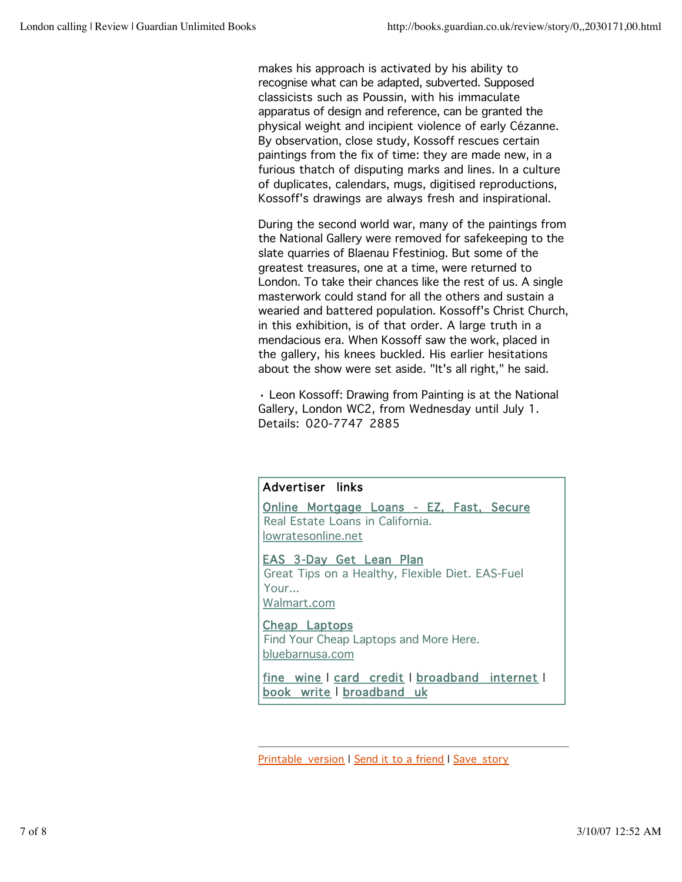makes his approach is activated by his ability to recognise what can be adapted, subverted. Supposed classicists such as Poussin, with his immaculate apparatus of design and reference, can be granted the physical weight and incipient violence of early Cézanne. By observation, close study, Kossoff rescues certain paintings from the fix of time: they are made new, in a furious thatch of disputing marks and lines. In a culture of duplicates, calendars, mugs, digitised reproductions, Kossoff's drawings are always fresh and inspirational.

During the second world war, many of the paintings from the National Gallery were removed for safekeeping to the slate quarries of Blaenau Ffestiniog. But some of the greatest treasures, one at a time, were returned to London. To take their chances like the rest of us. A single masterwork could stand for all the others and sustain a wearied and battered population. Kossoff's Christ Church, in this exhibition, is of that order. A large truth in a mendacious era. When Kossoff saw the work, placed in the gallery, his knees buckled. His earlier hesitations about the show were set aside. "It's all right," he said.

• Leon Kossoff: Drawing from Painting is at the National Gallery, London WC2, from Wednesday until July 1. Details: 020-7747 2885

Advertiser links

Online Mortgage Loans - EZ, Fast, Secure
Real Estate Loans in California.
lowratesonline.net

EAS 3-Day Get Lean Plan
Great Tips on a Healthy, Flexible Diet. EAS-Fuel Your...
Walmart.com

Cheap Laptops
Find Your Cheap Laptops and More Here.
bluebarnusa.com

fine wine | card credit | broadband internet | book write | broadband uk

---

Printable version | Send it to a friend | Save story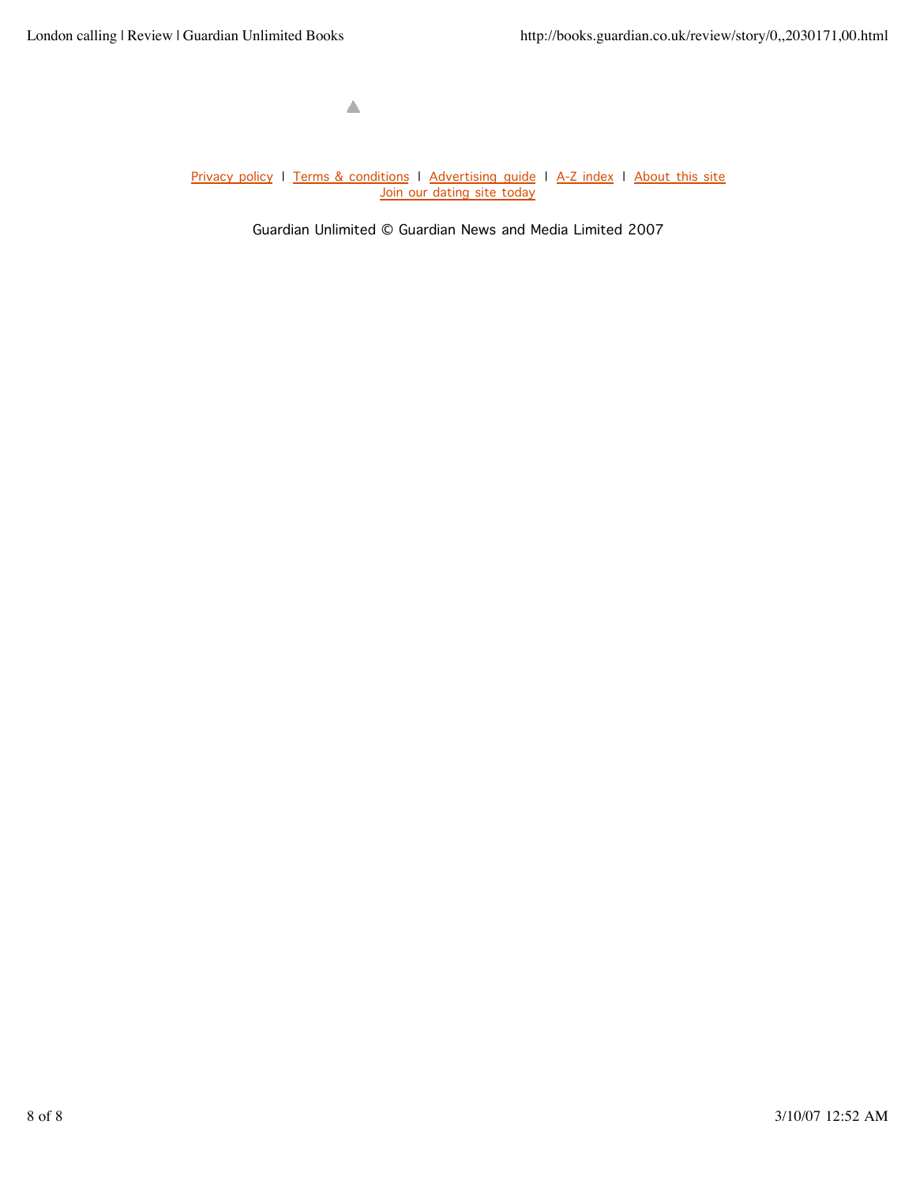Privacy policy | Terms & conditions | Advertising guide | A-Z index | About this site
Join our dating site today

Guardian Unlimited © Guardian News and Media Limited 2007